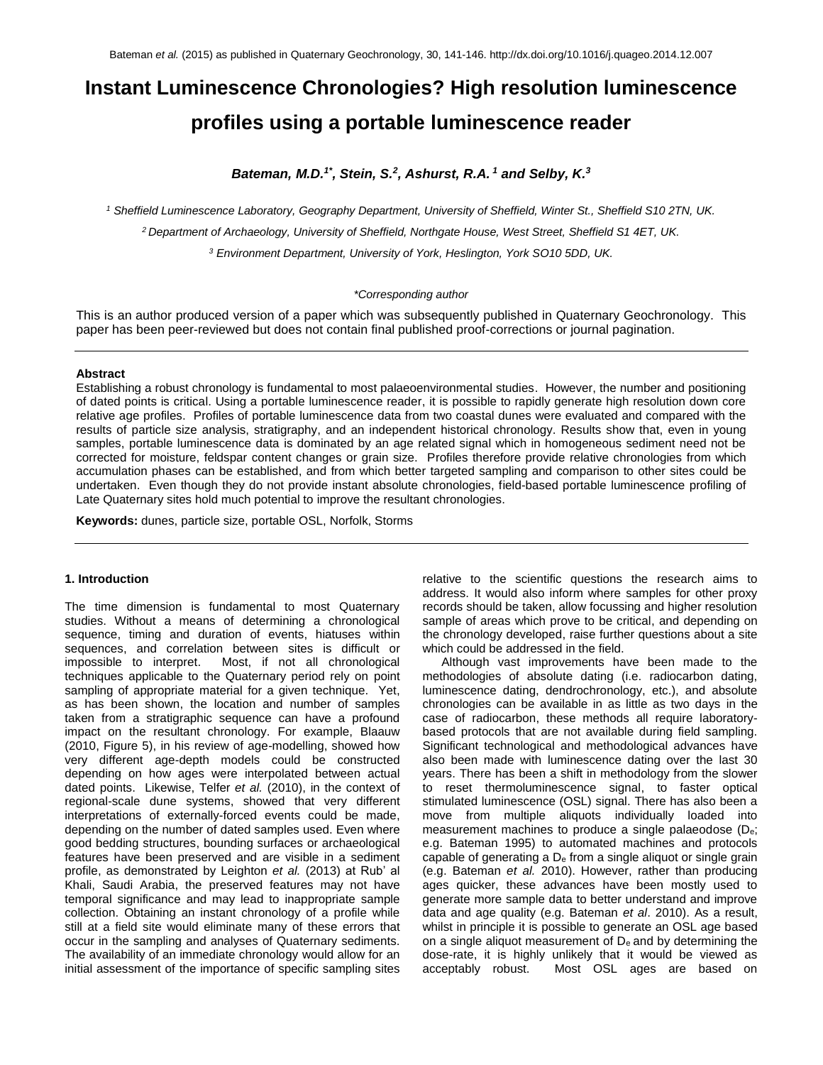Bateman *et al.* (2015) as published in Quaternary Geochronology, 30, 141-146. http://dx.doi.org/10.1016/j.quageo.2014.12.007

# Instant Luminescence Chronologies? High resolution luminescence profiles using a portable luminescence reader

***Bateman, M.D.[1\*], Stein, S.[2], Ashurst, R.A.[1] and Selby, K.[3]***

[1] *Sheffield Luminescence Laboratory, Geography Department, University of Sheffield, Winter St., Sheffield S10 2TN, UK.*

[2] *Department of Archaeology, University of Sheffield, Northgate House, West Street, Sheffield S1 4ET, UK.*

[3] *Environment Department, University of York, Heslington, York SO10 5DD, UK.*

*\*Corresponding author*

This is an author produced version of a paper which was subsequently published in Quaternary Geochronology. This paper has been peer-reviewed but does not contain final published proof-corrections or journal pagination.

---

**Abstract**

Establishing a robust chronology is fundamental to most palaeoenvironmental studies. However, the number and positioning of dated points is critical. Using a portable luminescence reader, it is possible to rapidly generate high resolution down core relative age profiles. Profiles of portable luminescence data from two coastal dunes were evaluated and compared with the results of particle size analysis, stratigraphy, and an independent historical chronology. Results show that, even in young samples, portable luminescence data is dominated by an age related signal which in homogeneous sediment need not be corrected for moisture, feldspar content changes or grain size. Profiles therefore provide relative chronologies from which accumulation phases can be established, and from which better targeted sampling and comparison to other sites could be undertaken. Even though they do not provide instant absolute chronologies, field-based portable luminescence profiling of Late Quaternary sites hold much potential to improve the resultant chronologies.

**Keywords:** dunes, particle size, portable OSL, Norfolk, Storms

---

## 1. Introduction

The time dimension is fundamental to most Quaternary studies. Without a means of determining a chronological sequence, timing and duration of events, hiatuses within sequences, and correlation between sites is difficult or impossible to interpret. Most, if not all chronological techniques applicable to the Quaternary period rely on point sampling of appropriate material for a given technique. Yet, as has been shown, the location and number of samples taken from a stratigraphic sequence can have a profound impact on the resultant chronology. For example, Blaauw (2010, Figure 5), in his review of age-modelling, showed how very different age-depth models could be constructed depending on how ages were interpolated between actual dated points. Likewise, Telfer *et al.* (2010), in the context of regional-scale dune systems, showed that very different interpretations of externally-forced events could be made, depending on the number of dated samples used. Even where good bedding structures, bounding surfaces or archaeological features have been preserved and are visible in a sediment profile, as demonstrated by Leighton *et al.* (2013) at Rub' al Khali, Saudi Arabia, the preserved features may not have temporal significance and may lead to inappropriate sample collection. Obtaining an instant chronology of a profile while still at a field site would eliminate many of these errors that occur in the sampling and analyses of Quaternary sediments. The availability of an immediate chronology would allow for an initial assessment of the importance of specific sampling sites relative to the scientific questions the research aims to address. It would also inform where samples for other proxy records should be taken, allow focussing and higher resolution sample of areas which prove to be critical, and depending on the chronology developed, raise further questions about a site which could be addressed in the field.

Although vast improvements have been made to the methodologies of absolute dating (i.e. radiocarbon dating, luminescence dating, dendrochronology, etc.), and absolute chronologies can be available in as little as two days in the case of radiocarbon, these methods all require laboratory-based protocols that are not available during field sampling. Significant technological and methodological advances have also been made with luminescence dating over the last 30 years. There has been a shift in methodology from the slower to reset thermoluminescence signal, to faster optical stimulated luminescence (OSL) signal. There has also been a move from multiple aliquots individually loaded into measurement machines to produce a single palaeodose ($D_e$; e.g. Bateman 1995) to automated machines and protocols capable of generating a $D_e$ from a single aliquot or single grain (e.g. Bateman *et al.* 2010). However, rather than producing ages quicker, these advances have been mostly used to generate more sample data to better understand and improve data and age quality (e.g. Bateman *et al*. 2010). As a result, whilst in principle it is possible to generate an OSL age based on a single aliquot measurement of $D_e$ and by determining the dose-rate, it is highly unlikely that it would be viewed as acceptably robust. Most OSL ages are based on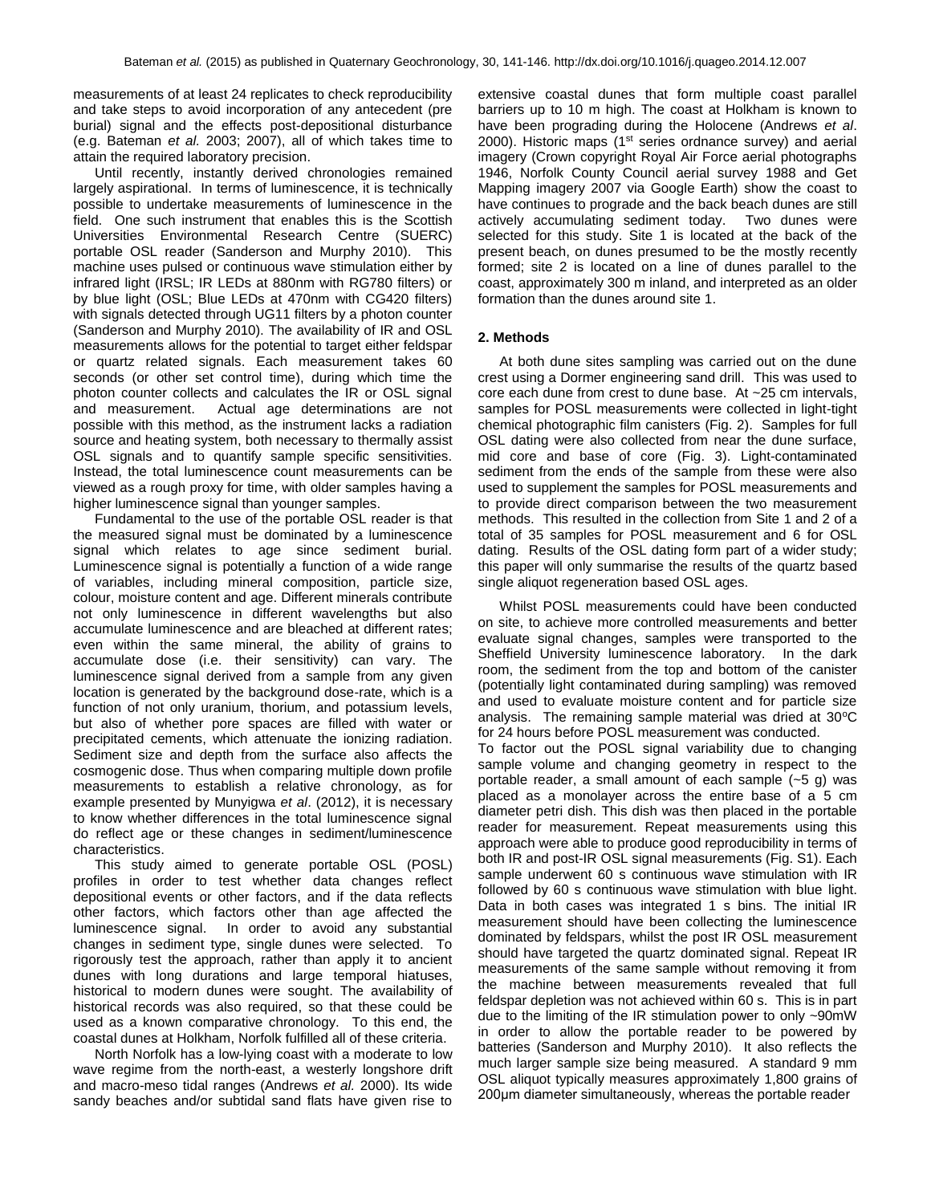measurements of at least 24 replicates to check reproducibility and take steps to avoid incorporation of any antecedent (pre burial) signal and the effects post-depositional disturbance (e.g. Bateman *et al.* 2003; 2007), all of which takes time to attain the required laboratory precision.

Until recently, instantly derived chronologies remained largely aspirational. In terms of luminescence, it is technically possible to undertake measurements of luminescence in the field. One such instrument that enables this is the Scottish Universities Environmental Research Centre (SUERC) portable OSL reader (Sanderson and Murphy 2010). This machine uses pulsed or continuous wave stimulation either by infrared light (IRSL; IR LEDs at 880nm with RG780 filters) or by blue light (OSL; Blue LEDs at 470nm with CG420 filters) with signals detected through UG11 filters by a photon counter (Sanderson and Murphy 2010). The availability of IR and OSL measurements allows for the potential to target either feldspar or quartz related signals. Each measurement takes 60 seconds (or other set control time), during which time the photon counter collects and calculates the IR or OSL signal and measurement. Actual age determinations are not possible with this method, as the instrument lacks a radiation source and heating system, both necessary to thermally assist OSL signals and to quantify sample specific sensitivities. Instead, the total luminescence count measurements can be viewed as a rough proxy for time, with older samples having a higher luminescence signal than younger samples.

Fundamental to the use of the portable OSL reader is that the measured signal must be dominated by a luminescence signal which relates to age since sediment burial. Luminescence signal is potentially a function of a wide range of variables, including mineral composition, particle size, colour, moisture content and age. Different minerals contribute not only luminescence in different wavelengths but also accumulate luminescence and are bleached at different rates; even within the same mineral, the ability of grains to accumulate dose (i.e. their sensitivity) can vary. The luminescence signal derived from a sample from any given location is generated by the background dose-rate, which is a function of not only uranium, thorium, and potassium levels, but also of whether pore spaces are filled with water or precipitated cements, which attenuate the ionizing radiation. Sediment size and depth from the surface also affects the cosmogenic dose. Thus when comparing multiple down profile measurements to establish a relative chronology, as for example presented by Munyigwa *et al*. (2012), it is necessary to know whether differences in the total luminescence signal do reflect age or these changes in sediment/luminescence characteristics.

This study aimed to generate portable OSL (POSL) profiles in order to test whether data changes reflect depositional events or other factors, and if the data reflects other factors, which factors other than age affected the luminescence signal. In order to avoid any substantial changes in sediment type, single dunes were selected. To rigorously test the approach, rather than apply it to ancient dunes with long durations and large temporal hiatuses, historical to modern dunes were sought. The availability of historical records was also required, so that these could be used as a known comparative chronology. To this end, the coastal dunes at Holkham, Norfolk fulfilled all of these criteria.

North Norfolk has a low-lying coast with a moderate to low wave regime from the north-east, a westerly longshore drift and macro-meso tidal ranges (Andrews *et al.* 2000). Its wide sandy beaches and/or subtidal sand flats have given rise to extensive coastal dunes that form multiple coast parallel barriers up to 10 m high. The coast at Holkham is known to have been prograding during the Holocene (Andrews *et al*. 2000). Historic maps (1st series ordnance survey) and aerial imagery (Crown copyright Royal Air Force aerial photographs 1946, Norfolk County Council aerial survey 1988 and Get Mapping imagery 2007 via Google Earth) show the coast to have continues to prograde and the back beach dunes are still actively accumulating sediment today. Two dunes were selected for this study. Site 1 is located at the back of the present beach, on dunes presumed to be the mostly recently formed; site 2 is located on a line of dunes parallel to the coast, approximately 300 m inland, and interpreted as an older formation than the dunes around site 1.

## 2. Methods

At both dune sites sampling was carried out on the dune crest using a Dormer engineering sand drill. This was used to core each dune from crest to dune base. At ~25 cm intervals, samples for POSL measurements were collected in light-tight chemical photographic film canisters (Fig. 2). Samples for full OSL dating were also collected from near the dune surface, mid core and base of core (Fig. 3). Light-contaminated sediment from the ends of the sample from these were also used to supplement the samples for POSL measurements and to provide direct comparison between the two measurement methods. This resulted in the collection from Site 1 and 2 of a total of 35 samples for POSL measurement and 6 for OSL dating. Results of the OSL dating form part of a wider study; this paper will only summarise the results of the quartz based single aliquot regeneration based OSL ages.

Whilst POSL measurements could have been conducted on site, to achieve more controlled measurements and better evaluate signal changes, samples were transported to the Sheffield University luminescence laboratory. In the dark room, the sediment from the top and bottom of the canister (potentially light contaminated during sampling) was removed and used to evaluate moisture content and for particle size analysis. The remaining sample material was dried at 30°C for 24 hours before POSL measurement was conducted.

To factor out the POSL signal variability due to changing sample volume and changing geometry in respect to the portable reader, a small amount of each sample (~5 g) was placed as a monolayer across the entire base of a 5 cm diameter petri dish. This dish was then placed in the portable reader for measurement. Repeat measurements using this approach were able to produce good reproducibility in terms of both IR and post-IR OSL signal measurements (Fig. S1). Each sample underwent 60 s continuous wave stimulation with IR followed by 60 s continuous wave stimulation with blue light. Data in both cases was integrated 1 s bins. The initial IR measurement should have been collecting the luminescence dominated by feldspars, whilst the post IR OSL measurement should have targeted the quartz dominated signal. Repeat IR measurements of the same sample without removing it from the machine between measurements revealed that full feldspar depletion was not achieved within 60 s. This is in part due to the limiting of the IR stimulation power to only ~90mW in order to allow the portable reader to be powered by batteries (Sanderson and Murphy 2010). It also reflects the much larger sample size being measured. A standard 9 mm OSL aliquot typically measures approximately 1,800 grains of 200µm diameter simultaneously, whereas the portable reader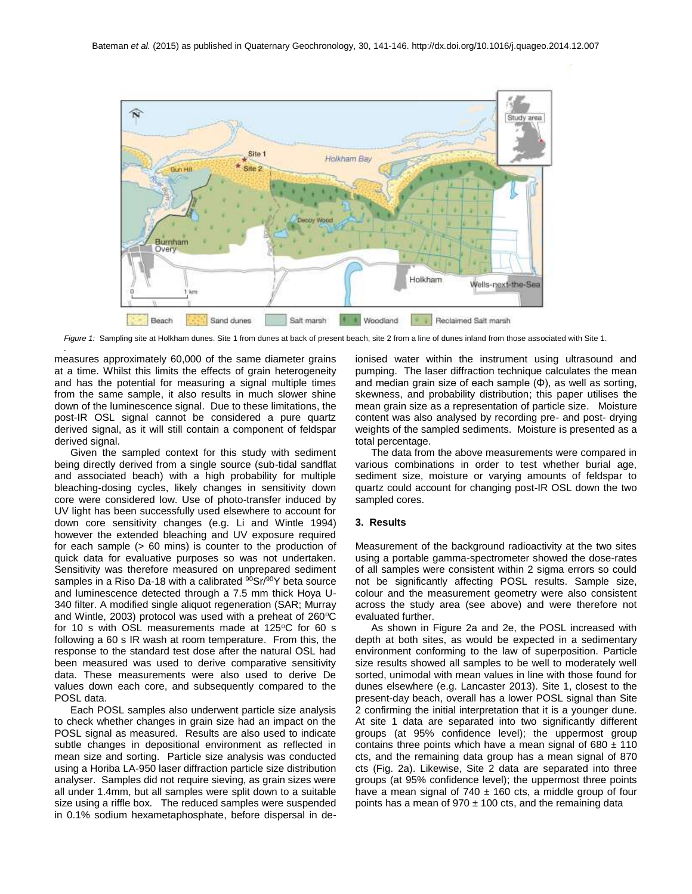*Figure 1:* Sampling site at Holkham dunes. Site 1 from dunes at back of present beach, site 2 from a line of dunes inland from those associated with Site 1.

measures approximately 60,000 of the same diameter grains at a time. Whilst this limits the effects of grain heterogeneity and has the potential for measuring a signal multiple times from the same sample, it also results in much slower shine down of the luminescence signal. Due to these limitations, the post-IR OSL signal cannot be considered a pure quartz derived signal, as it will still contain a component of feldspar derived signal.

Given the sampled context for this study with sediment being directly derived from a single source (sub-tidal sandflat and associated beach) with a high probability for multiple bleaching-dosing cycles, likely changes in sensitivity down core were considered low. Use of photo-transfer induced by UV light has been successfully used elsewhere to account for down core sensitivity changes (e.g. Li and Wintle 1994) however the extended bleaching and UV exposure required for each sample (> 60 mins) is counter to the production of quick data for evaluative purposes so was not undertaken. Sensitivity was therefore measured on unprepared sediment samples in a Riso Da-18 with a calibrated $^{90}Sr/^{90}Y$ beta source and luminescence detected through a 7.5 mm thick Hoya U-340 filter. A modified single aliquot regeneration (SAR; Murray and Wintle, 2003) protocol was used with a preheat of 260°C for 10 s with OSL measurements made at 125°C for 60 s following a 60 s IR wash at room temperature. From this, the response to the standard test dose after the natural OSL had been measured was used to derive comparative sensitivity data. These measurements were also used to derive De values down each core, and subsequently compared to the POSL data.

Each POSL samples also underwent particle size analysis to check whether changes in grain size had an impact on the POSL signal as measured. Results are also used to indicate subtle changes in depositional environment as reflected in mean size and sorting. Particle size analysis was conducted using a Horiba LA-950 laser diffraction particle size distribution analyser. Samples did not require sieving, as grain sizes were all under 1.4mm, but all samples were split down to a suitable size using a riffle box. The reduced samples were suspended in 0.1% sodium hexametaphosphate, before dispersal in de-ionised water within the instrument using ultrasound and pumping. The laser diffraction technique calculates the mean and median grain size of each sample (Φ), as well as sorting, skewness, and probability distribution; this paper utilises the mean grain size as a representation of particle size. Moisture content was also analysed by recording pre- and post- drying weights of the sampled sediments. Moisture is presented as a total percentage.

The data from the above measurements were compared in various combinations in order to test whether burial age, sediment size, moisture or varying amounts of feldspar to quartz could account for changing post-IR OSL down the two sampled cores.

## 3. Results

Measurement of the background radioactivity at the two sites using a portable gamma-spectrometer showed the dose-rates of all samples were consistent within 2 sigma errors so could not be significantly affecting POSL results. Sample size, colour and the measurement geometry were also consistent across the study area (see above) and were therefore not evaluated further.

As shown in Figure 2a and 2e, the POSL increased with depth at both sites, as would be expected in a sedimentary environment conforming to the law of superposition. Particle size results showed all samples to be well to moderately well sorted, unimodal with mean values in line with those found for dunes elsewhere (e.g. Lancaster 2013). Site 1, closest to the present-day beach, overall has a lower POSL signal than Site 2 confirming the initial interpretation that it is a younger dune. At site 1 data are separated into two significantly different groups (at 95% confidence level); the uppermost group contains three points which have a mean signal of 680 ± 110 cts, and the remaining data group has a mean signal of 870 cts (Fig. 2a). Likewise, Site 2 data are separated into three groups (at 95% confidence level); the uppermost three points have a mean signal of 740 ± 160 cts, a middle group of four points has a mean of 970 ± 100 cts, and the remaining data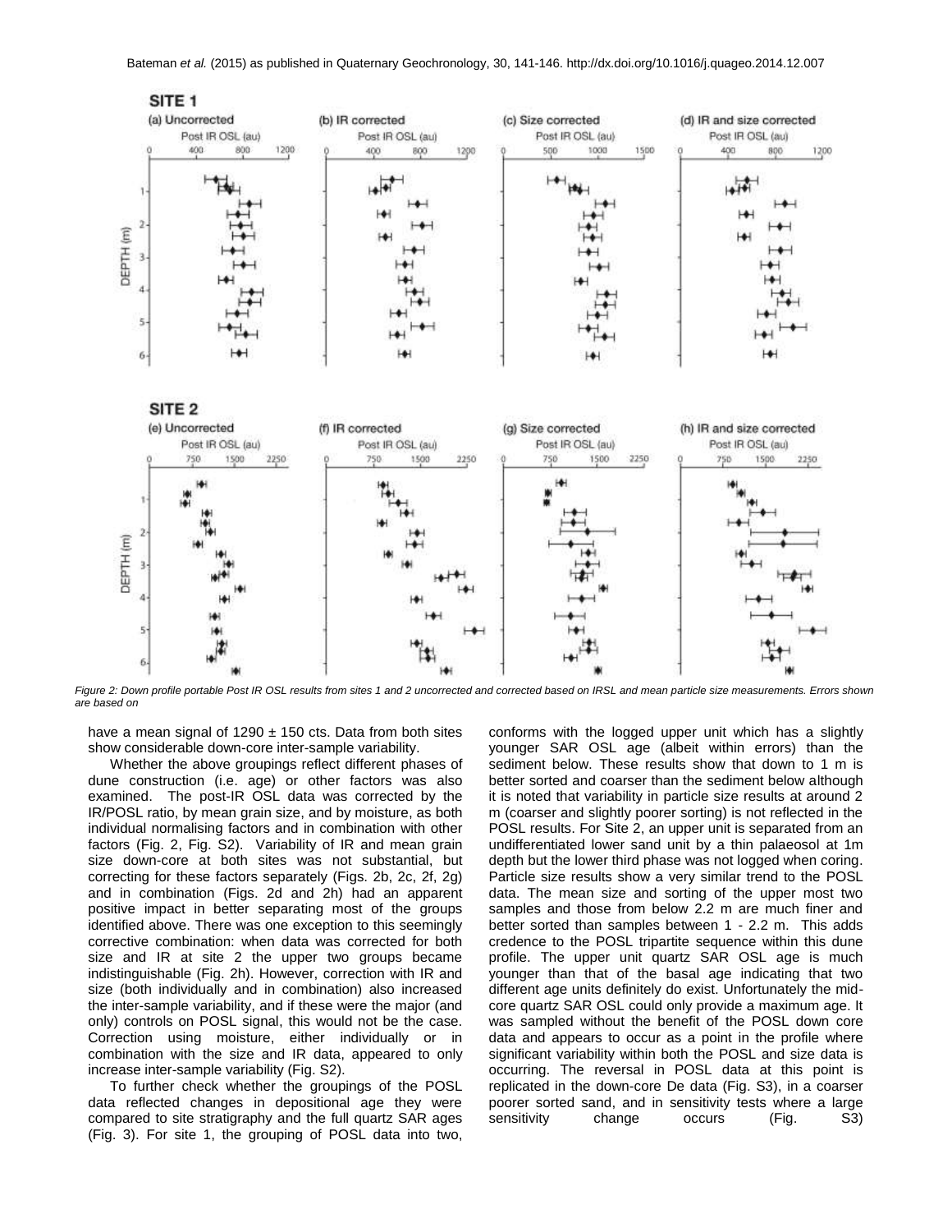Figure 2: Down profile portable Post IR OSL results from sites 1 and 2 uncorrected and corrected based on IRSL and mean particle size measurements. Errors shown are based on

have a mean signal of 1290 ± 150 cts. Data from both sites show considerable down-core inter-sample variability.

Whether the above groupings reflect different phases of dune construction (i.e. age) or other factors was also examined. The post-IR OSL data was corrected by the IR/POSL ratio, by mean grain size, and by moisture, as both individual normalising factors and in combination with other factors (Fig. 2, Fig. S2). Variability of IR and mean grain size down-core at both sites was not substantial, but correcting for these factors separately (Figs. 2b, 2c, 2f, 2g) and in combination (Figs. 2d and 2h) had an apparent positive impact in better separating most of the groups identified above. There was one exception to this seemingly corrective combination: when data was corrected for both size and IR at site 2 the upper two groups became indistinguishable (Fig. 2h). However, correction with IR and size (both individually and in combination) also increased the inter-sample variability, and if these were the major (and only) controls on POSL signal, this would not be the case. Correction using moisture, either individually or in combination with the size and IR data, appeared to only increase inter-sample variability (Fig. S2).

To further check whether the groupings of the POSL data reflected changes in depositional age they were compared to site stratigraphy and the full quartz SAR ages (Fig. 3). For site 1, the grouping of POSL data into two, conforms with the logged upper unit which has a slightly younger SAR OSL age (albeit within errors) than the sediment below. These results show that down to 1 m is better sorted and coarser than the sediment below although it is noted that variability in particle size results at around 2 m (coarser and slightly poorer sorting) is not reflected in the POSL results. For Site 2, an upper unit is separated from an undifferentiated lower sand unit by a thin palaeosol at 1m depth but the lower third phase was not logged when coring. Particle size results show a very similar trend to the POSL data. The mean size and sorting of the upper most two samples and those from below 2.2 m are much finer and better sorted than samples between 1 - 2.2 m. This adds credence to the POSL tripartite sequence within this dune profile. The upper unit quartz SAR OSL age is much younger than that of the basal age indicating that two different age units definitely do exist. Unfortunately the mid-core quartz SAR OSL could only provide a maximum age. It was sampled without the benefit of the POSL down core data and appears to occur as a point in the profile where significant variability within both the POSL and size data is occurring. The reversal in POSL data at this point is replicated in the down-core De data (Fig. S3), in a coarser poorer sorted sand, and in sensitivity tests where a large sensitivity change occurs (Fig. S3)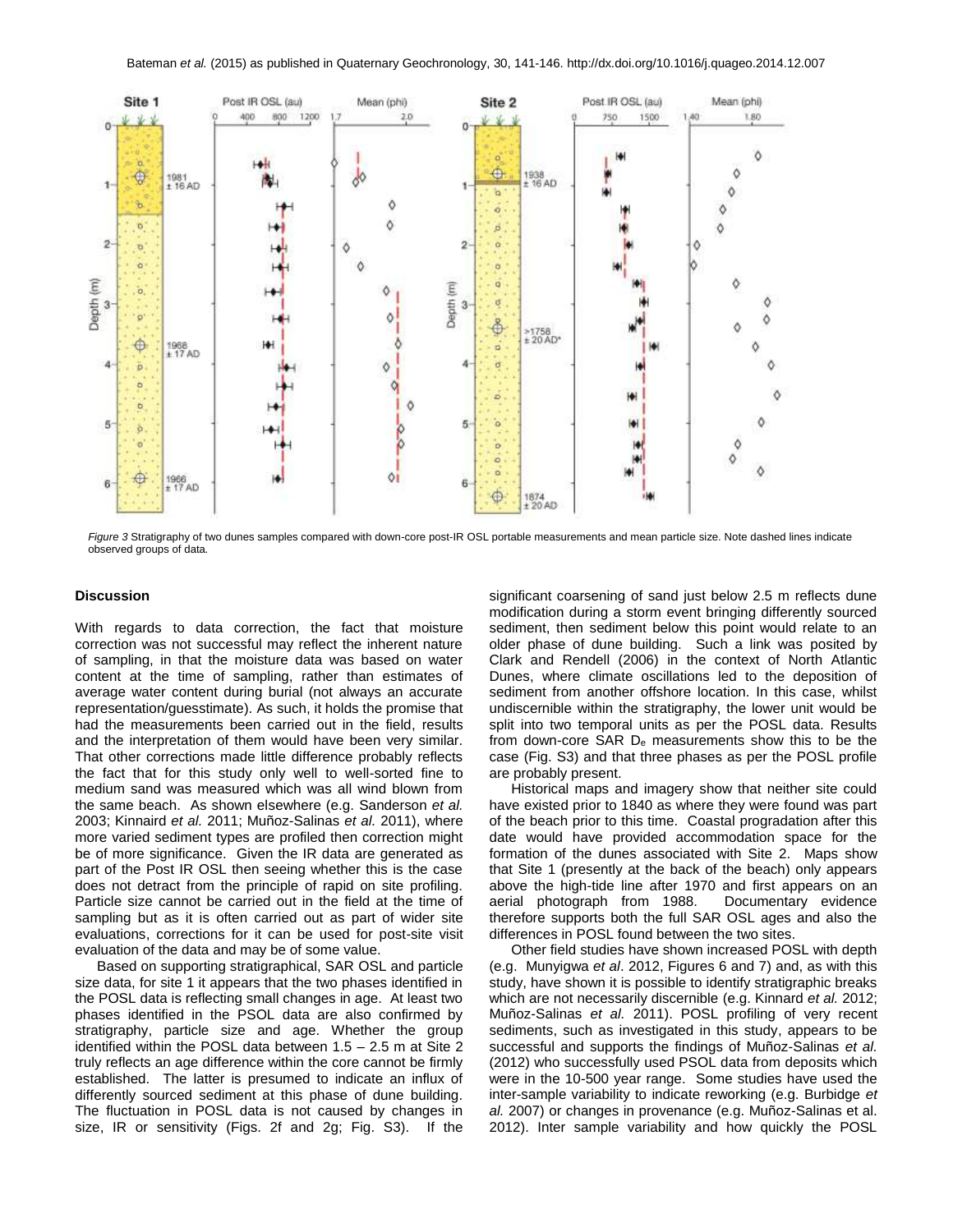*Figure 3* Stratigraphy of two dunes samples compared with down-core post-IR OSL portable measurements and mean particle size. Note dashed lines indicate observed groups of data.

## Discussion

With regards to data correction, the fact that moisture correction was not successful may reflect the inherent nature of sampling, in that the moisture data was based on water content at the time of sampling, rather than estimates of average water content during burial (not always an accurate representation/guesstimate). As such, it holds the promise that had the measurements been carried out in the field, results and the interpretation of them would have been very similar. That other corrections made little difference probably reflects the fact that for this study only well to well-sorted fine to medium sand was measured which was all wind blown from the same beach. As shown elsewhere (e.g. Sanderson *et al.* 2003; Kinnaird *et al.* 2011; Muñoz-Salinas *et al.* 2011), where more varied sediment types are profiled then correction might be of more significance. Given the IR data are generated as part of the Post IR OSL then seeing whether this is the case does not detract from the principle of rapid on site profiling. Particle size cannot be carried out in the field at the time of sampling but as it is often carried out as part of wider site evaluations, corrections for it can be used for post-site visit evaluation of the data and may be of some value.

Based on supporting stratigraphical, SAR OSL and particle size data, for site 1 it appears that the two phases identified in the POSL data is reflecting small changes in age. At least two phases identified in the PSOL data are also confirmed by stratigraphy, particle size and age. Whether the group identified within the POSL data between 1.5 – 2.5 m at Site 2 truly reflects an age difference within the core cannot be firmly established. The latter is presumed to indicate an influx of differently sourced sediment at this phase of dune building. The fluctuation in POSL data is not caused by changes in size, IR or sensitivity (Figs. 2f and 2g; Fig. S3). If the significant coarsening of sand just below 2.5 m reflects dune modification during a storm event bringing differently sourced sediment, then sediment below this point would relate to an older phase of dune building. Such a link was posited by Clark and Rendell (2006) in the context of North Atlantic Dunes, where climate oscillations led to the deposition of sediment from another offshore location. In this case, whilst undiscernible within the stratigraphy, the lower unit would be split into two temporal units as per the POSL data. Results from down-core SAR $D_e$ measurements show this to be the case (Fig. S3) and that three phases as per the POSL profile are probably present.

Historical maps and imagery show that neither site could have existed prior to 1840 as where they were found was part of the beach prior to this time. Coastal progradation after this date would have provided accommodation space for the formation of the dunes associated with Site 2. Maps show that Site 1 (presently at the back of the beach) only appears above the high-tide line after 1970 and first appears on an aerial photograph from 1988. Documentary evidence therefore supports both the full SAR OSL ages and also the differences in POSL found between the two sites.

Other field studies have shown increased POSL with depth (e.g. Munyigwa *et al*. 2012, Figures 6 and 7) and, as with this study, have shown it is possible to identify stratigraphic breaks which are not necessarily discernible (e.g. Kinnard *et al.* 2012; Muñoz-Salinas *et al.* 2011). POSL profiling of very recent sediments, such as investigated in this study, appears to be successful and supports the findings of Muñoz-Salinas *et al.* (2012) who successfully used PSOL data from deposits which were in the 10-500 year range. Some studies have used the inter-sample variability to indicate reworking (e.g. Burbidge *et al.* 2007) or changes in provenance (e.g. Muñoz-Salinas et al. 2012). Inter sample variability and how quickly the POSL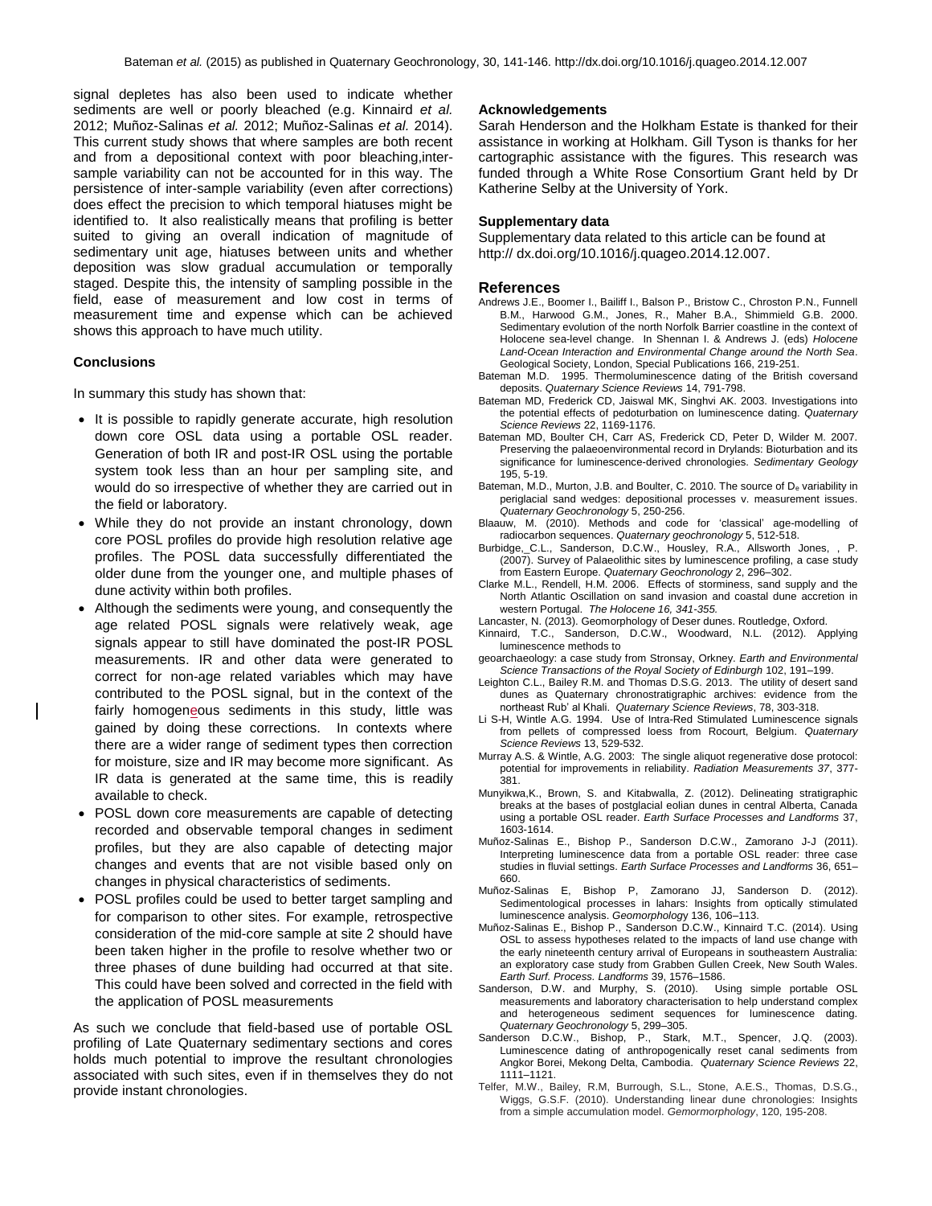signal depletes has also been used to indicate whether sediments are well or poorly bleached (e.g. Kinnaird *et al.* 2012; Muñoz-Salinas *et al.* 2012; Muñoz-Salinas *et al.* 2014). This current study shows that where samples are both recent and from a depositional context with poor bleaching,inter-sample variability can not be accounted for in this way. The persistence of inter-sample variability (even after corrections) does effect the precision to which temporal hiatuses might be identified to. It also realistically means that profiling is better suited to giving an overall indication of magnitude of sedimentary unit age, hiatuses between units and whether deposition was slow gradual accumulation or temporally staged. Despite this, the intensity of sampling possible in the field, ease of measurement and low cost in terms of measurement time and expense which can be achieved shows this approach to have much utility.

### Conclusions

In summary this study has shown that:

- It is possible to rapidly generate accurate, high resolution down core OSL data using a portable OSL reader. Generation of both IR and post-IR OSL using the portable system took less than an hour per sampling site, and would do so irrespective of whether they are carried out in the field or laboratory.
- While they do not provide an instant chronology, down core POSL profiles do provide high resolution relative age profiles. The POSL data successfully differentiated the older dune from the younger one, and multiple phases of dune activity within both profiles.
- Although the sediments were young, and consequently the age related POSL signals were relatively weak, age signals appear to still have dominated the post-IR POSL measurements. IR and other data were generated to correct for non-age related variables which may have contributed to the POSL signal, but in the context of the fairly homogeneous sediments in this study, little was gained by doing these corrections. In contexts where there are a wider range of sediment types then correction for moisture, size and IR may become more significant. As IR data is generated at the same time, this is readily available to check.
- POSL down core measurements are capable of detecting recorded and observable temporal changes in sediment profiles, but they are also capable of detecting major changes and events that are not visible based only on changes in physical characteristics of sediments.
- POSL profiles could be used to better target sampling and for comparison to other sites. For example, retrospective consideration of the mid-core sample at site 2 should have been taken higher in the profile to resolve whether two or three phases of dune building had occurred at that site. This could have been solved and corrected in the field with the application of POSL measurements

As such we conclude that field-based use of portable OSL profiling of Late Quaternary sedimentary sections and cores holds much potential to improve the resultant chronologies associated with such sites, even if in themselves they do not provide instant chronologies.

### Acknowledgements

Sarah Henderson and the Holkham Estate is thanked for their assistance in working at Holkham. Gill Tyson is thanks for her cartographic assistance with the figures. This research was funded through a White Rose Consortium Grant held by Dr Katherine Selby at the University of York.

### Supplementary data

Supplementary data related to this article can be found at http:// dx.doi.org/10.1016/j.quageo.2014.12.007.

## References

Andrews J.E., Boomer I., Bailiff I., Balson P., Bristow C., Chroston P.N., Funnell B.M., Harwood G.M., Jones, R., Maher B.A., Shimmield G.B. 2000. Sedimentary evolution of the north Norfolk Barrier coastline in the context of Holocene sea-level change. In Shennan I. & Andrews J. (eds) *Holocene Land-Ocean Interaction and Environmental Change around the North Sea*. Geological Society, London, Special Publications 166, 219-251.

Bateman M.D. 1995. Thermoluminescence dating of the British coversand deposits. *Quaternary Science Reviews* 14, 791-798.

Bateman MD, Frederick CD, Jaiswal MK, Singhvi AK. 2003. Investigations into the potential effects of pedoturbation on luminescence dating. *Quaternary Science Reviews* 22, 1169-1176.

Bateman MD, Boulter CH, Carr AS, Frederick CD, Peter D, Wilder M. 2007. Preserving the palaeoenvironmental record in Drylands: Bioturbation and its significance for luminescence-derived chronologies. *Sedimentary Geology* 195, 5-19.

Bateman, M.D., Murton, J.B. and Boulter, C. 2010. The source of $D_e$ variability in periglacial sand wedges: depositional processes v. measurement issues. *Quaternary Geochronology* 5, 250-256.

Blaauw, M. (2010). Methods and code for 'classical' age-modelling of radiocarbon sequences. *Quaternary geochronology* 5, 512-518.

Burbidge, C.L., Sanderson, D.C.W., Housley, R.A., Allsworth Jones, , P. (2007). Survey of Palaeolithic sites by luminescence profiling, a case study from Eastern Europe. *Quaternary Geochronology* 2, 296–302.

Clarke M.L., Rendell, H.M. 2006. Effects of storminess, sand supply and the North Atlantic Oscillation on sand invasion and coastal dune accretion in western Portugal. *The Holocene 16, 341-355.*

Lancaster, N. (2013). Geomorphology of Deser dunes. Routledge, Oxford.

Kinnaird, T.C., Sanderson, D.C.W., Woodward, N.L. (2012). Applying luminescence methods to geoarchaeology: a case study from Stronsay, Orkney. *Earth and Environmental Science Transactions of the Royal Society of Edinburgh* 102, 191–199.

Leighton C.L., Bailey R.M. and Thomas D.S.G. 2013. The utility of desert sand dunes as Quaternary chronostratigraphic archives: evidence from the northeast Rub' al Khali. *Quaternary Science Reviews*, 78, 303-318.

Li S-H, Wintle A.G. 1994. Use of Intra-Red Stimulated Luminescence signals from pellets of compressed loess from Rocourt, Belgium. *Quaternary Science Reviews* 13, 529-532.

Murray A.S. & Wintle, A.G. 2003: The single aliquot regenerative dose protocol: potential for improvements in reliability. *Radiation Measurements 37*, 377-381.

Munyikwa,K., Brown, S. and Kitabwalla, Z. (2012). Delineating stratigraphic breaks at the bases of postglacial eolian dunes in central Alberta, Canada using a portable OSL reader. *Earth Surface Processes and Landforms* 37, 1603-1614.

Muñoz-Salinas E., Bishop P., Sanderson D.C.W., Zamorano J-J (2011). Interpreting luminescence data from a portable OSL reader: three case studies in fluvial settings. *Earth Surface Processes and Landforms* 36, 651–660.

Muñoz-Salinas E, Bishop P, Zamorano JJ, Sanderson D. (2012). Sedimentological processes in lahars: Insights from optically stimulated luminescence analysis. *Geomorphology* 136, 106–113.

Muñoz-Salinas E., Bishop P., Sanderson D.C.W., Kinnaird T.C. (2014). Using OSL to assess hypotheses related to the impacts of land use change with the early nineteenth century arrival of Europeans in southeastern Australia: an exploratory case study from Grabben Gullen Creek, New South Wales. *Earth Surf. Process. Landforms* 39, 1576–1586.

Sanderson, D.W. and Murphy, S. (2010). Using simple portable OSL measurements and laboratory characterisation to help understand complex and heterogeneous sediment sequences for luminescence dating. *Quaternary Geochronology* 5, 299–305.

Sanderson D.C.W., Bishop, P., Stark, M.T., Spencer, J.Q. (2003). Luminescence dating of anthropogenically reset canal sediments from Angkor Borei, Mekong Delta, Cambodia. *Quaternary Science Reviews* 22, 1111–1121.

Telfer, M.W., Bailey, R.M, Burrough, S.L., Stone, A.E.S., Thomas, D.S.G., Wiggs, G.S.F. (2010). Understanding linear dune chronologies: Insights from a simple accumulation model. *Gemormorphology*, 120, 195-208.